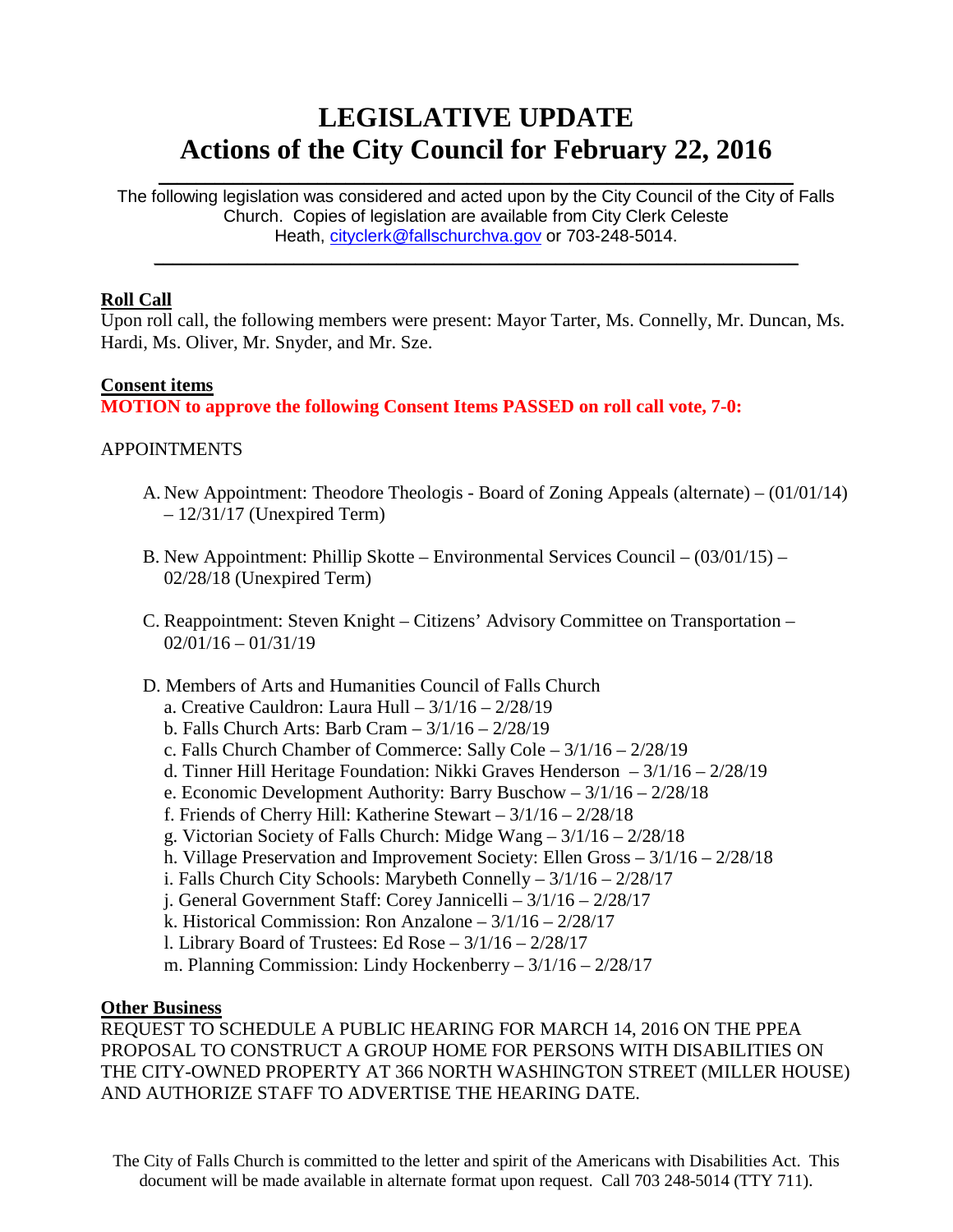# LEGISLATIVE UPDATE
# Actions of the City Council for February 22, 2016

The following legislation was considered and acted upon by the City Council of the City of Falls Church. Copies of legislation are available from City Clerk Celeste Heath, cityclerk@fallschurchva.gov or 703-248-5014.

---

## Roll Call

Upon roll call, the following members were present: Mayor Tarter, Ms. Connelly, Mr. Duncan, Ms. Hardi, Ms. Oliver, Mr. Snyder, and Mr. Sze.

## Consent items

**MOTION to approve the following Consent Items PASSED on roll call vote, 7-0:**

APPOINTMENTS

A. New Appointment: Theodore Theologis - Board of Zoning Appeals (alternate) – (01/01/14) – 12/31/17 (Unexpired Term)

B. New Appointment: Phillip Skotte – Environmental Services Council – (03/01/15) – 02/28/18 (Unexpired Term)

C. Reappointment: Steven Knight – Citizens' Advisory Committee on Transportation – 02/01/16 – 01/31/19

D. Members of Arts and Humanities Council of Falls Church
   a. Creative Cauldron: Laura Hull – 3/1/16 – 2/28/19
   b. Falls Church Arts: Barb Cram – 3/1/16 – 2/28/19
   c. Falls Church Chamber of Commerce: Sally Cole – 3/1/16 – 2/28/19
   d. Tinner Hill Heritage Foundation: Nikki Graves Henderson – 3/1/16 – 2/28/19
   e. Economic Development Authority: Barry Buschow – 3/1/16 – 2/28/18
   f. Friends of Cherry Hill: Katherine Stewart – 3/1/16 – 2/28/18
   g. Victorian Society of Falls Church: Midge Wang – 3/1/16 – 2/28/18
   h. Village Preservation and Improvement Society: Ellen Gross – 3/1/16 – 2/28/18
   i. Falls Church City Schools: Marybeth Connelly – 3/1/16 – 2/28/17
   j. General Government Staff: Corey Jannicelli – 3/1/16 – 2/28/17
   k. Historical Commission: Ron Anzalone – 3/1/16 – 2/28/17
   l. Library Board of Trustees: Ed Rose – 3/1/16 – 2/28/17
   m. Planning Commission: Lindy Hockenberry – 3/1/16 – 2/28/17

## Other Business

REQUEST TO SCHEDULE A PUBLIC HEARING FOR MARCH 14, 2016 ON THE PPEA PROPOSAL TO CONSTRUCT A GROUP HOME FOR PERSONS WITH DISABILITIES ON THE CITY-OWNED PROPERTY AT 366 NORTH WASHINGTON STREET (MILLER HOUSE) AND AUTHORIZE STAFF TO ADVERTISE THE HEARING DATE.

The City of Falls Church is committed to the letter and spirit of the Americans with Disabilities Act. This document will be made available in alternate format upon request. Call 703 248-5014 (TTY 711).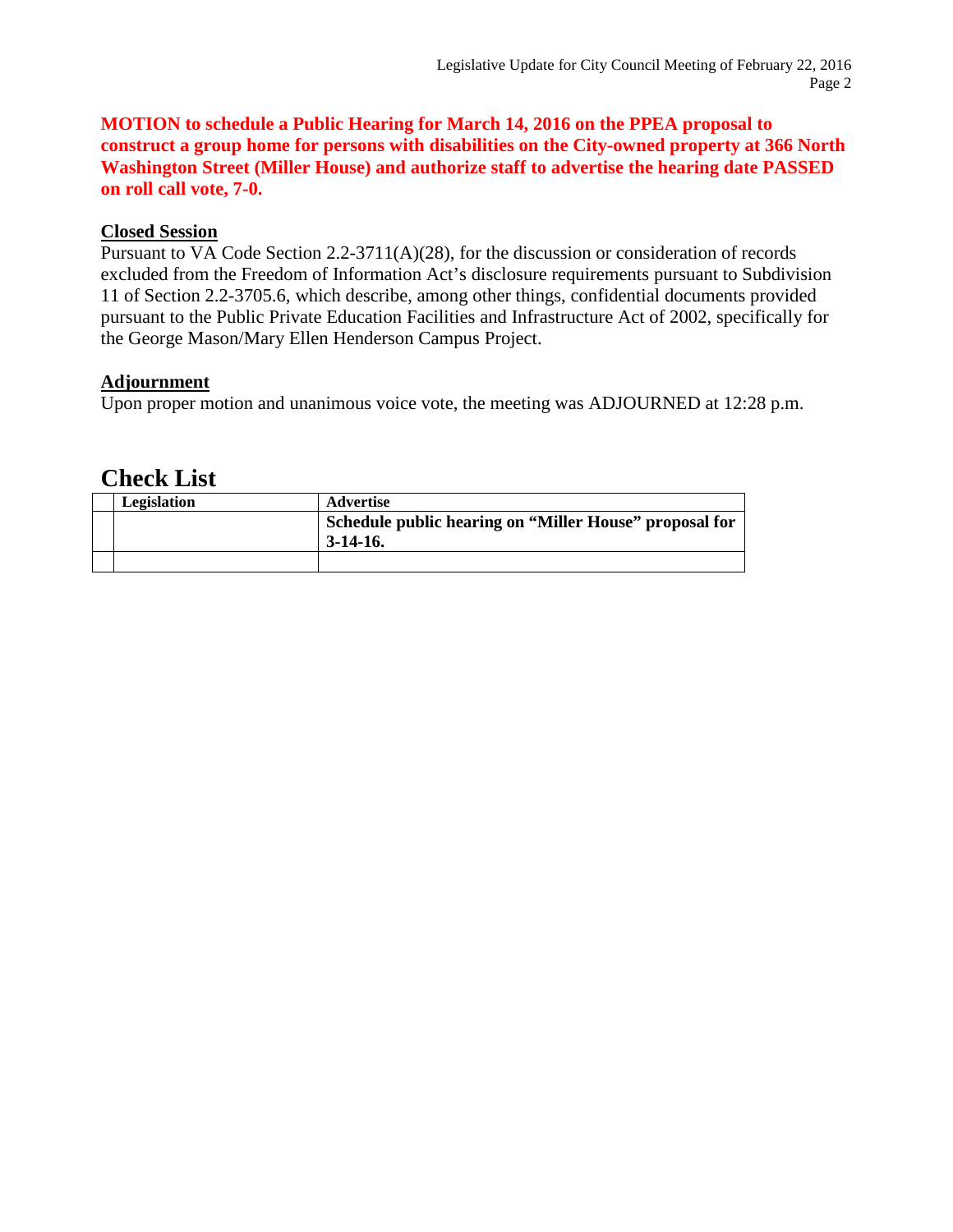**MOTION to schedule a Public Hearing for March 14, 2016 on the PPEA proposal to construct a group home for persons with disabilities on the City-owned property at 366 North Washington Street (Miller House) and authorize staff to advertise the hearing date PASSED on roll call vote, 7-0.**

## Closed Session

Pursuant to VA Code Section 2.2-3711(A)(28), for the discussion or consideration of records excluded from the Freedom of Information Act's disclosure requirements pursuant to Subdivision 11 of Section 2.2-3705.6, which describe, among other things, confidential documents provided pursuant to the Public Private Education Facilities and Infrastructure Act of 2002, specifically for the George Mason/Mary Ellen Henderson Campus Project.

## Adjournment

Upon proper motion and unanimous voice vote, the meeting was ADJOURNED at 12:28 p.m.

# Check List

| | Legislation | Advertise |
|---|---|---|
| | | **Schedule public hearing on "Miller House" proposal for 3-14-16.** |
| | | |